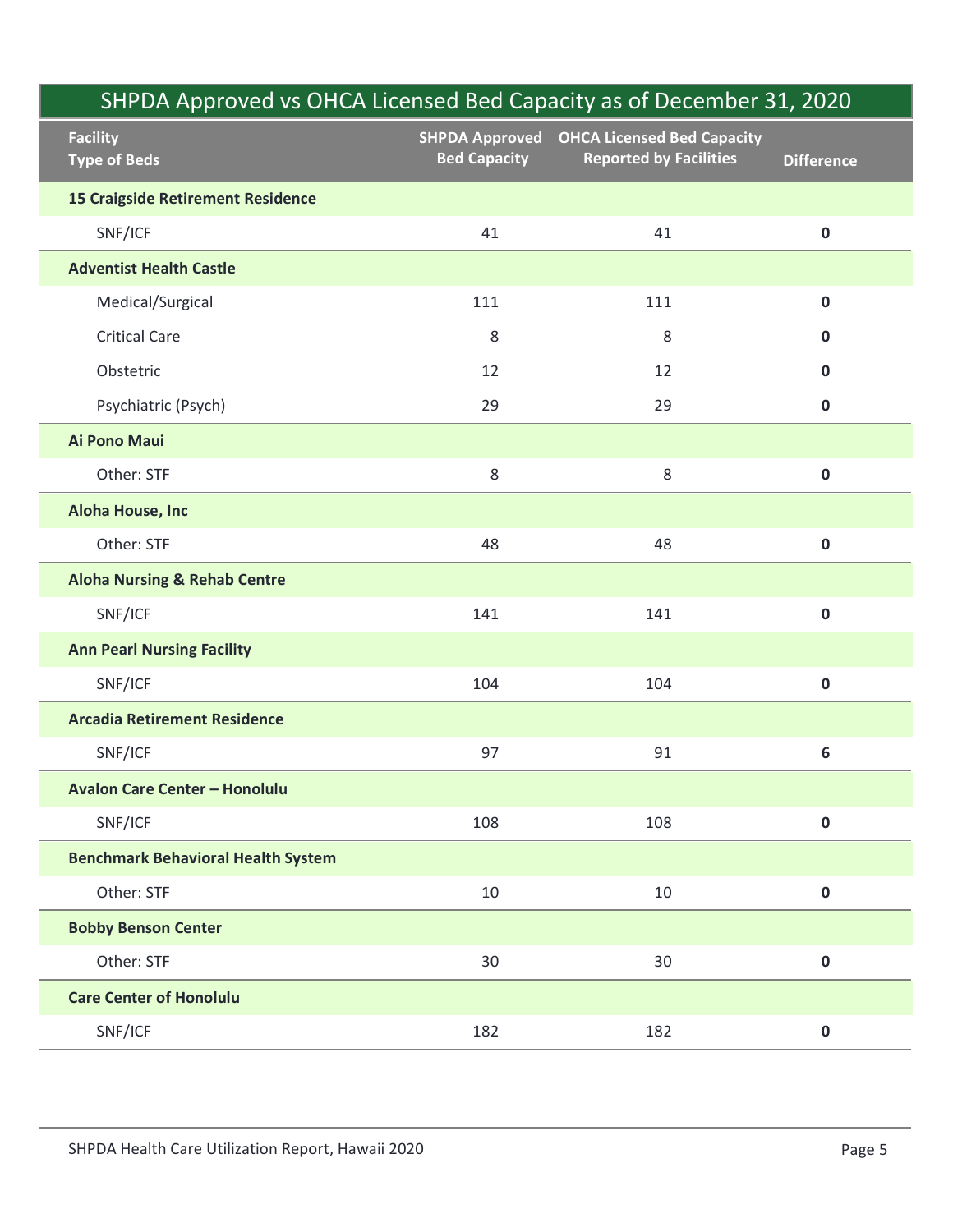## SHPDA Approved vs OHCA Licensed Bed Capacity as of December 31, 2020

| Facility<br>Type of Beds | SHPDA Approved Bed Capacity | OHCA Licensed Bed Capacity Reported by Facilities | Difference |
|---|---|---|---|
| **15 Craigside Retirement Residence** | | | |
| SNF/ICF | 41 | 41 | **0** |
| **Adventist Health Castle** | | | |
| Medical/Surgical | 111 | 111 | **0** |
| Critical Care | 8 | 8 | **0** |
| Obstetric | 12 | 12 | **0** |
| Psychiatric (Psych) | 29 | 29 | **0** |
| **Ai Pono Maui** | | | |
| Other: STF | 8 | 8 | **0** |
| **Aloha House, Inc** | | | |
| Other: STF | 48 | 48 | **0** |
| **Aloha Nursing & Rehab Centre** | | | |
| SNF/ICF | 141 | 141 | **0** |
| **Ann Pearl Nursing Facility** | | | |
| SNF/ICF | 104 | 104 | **0** |
| **Arcadia Retirement Residence** | | | |
| SNF/ICF | 97 | 91 | **6** |
| **Avalon Care Center – Honolulu** | | | |
| SNF/ICF | 108 | 108 | **0** |
| **Benchmark Behavioral Health System** | | | |
| Other: STF | 10 | 10 | **0** |
| **Bobby Benson Center** | | | |
| Other: STF | 30 | 30 | **0** |
| **Care Center of Honolulu** | | | |
| SNF/ICF | 182 | 182 | **0** |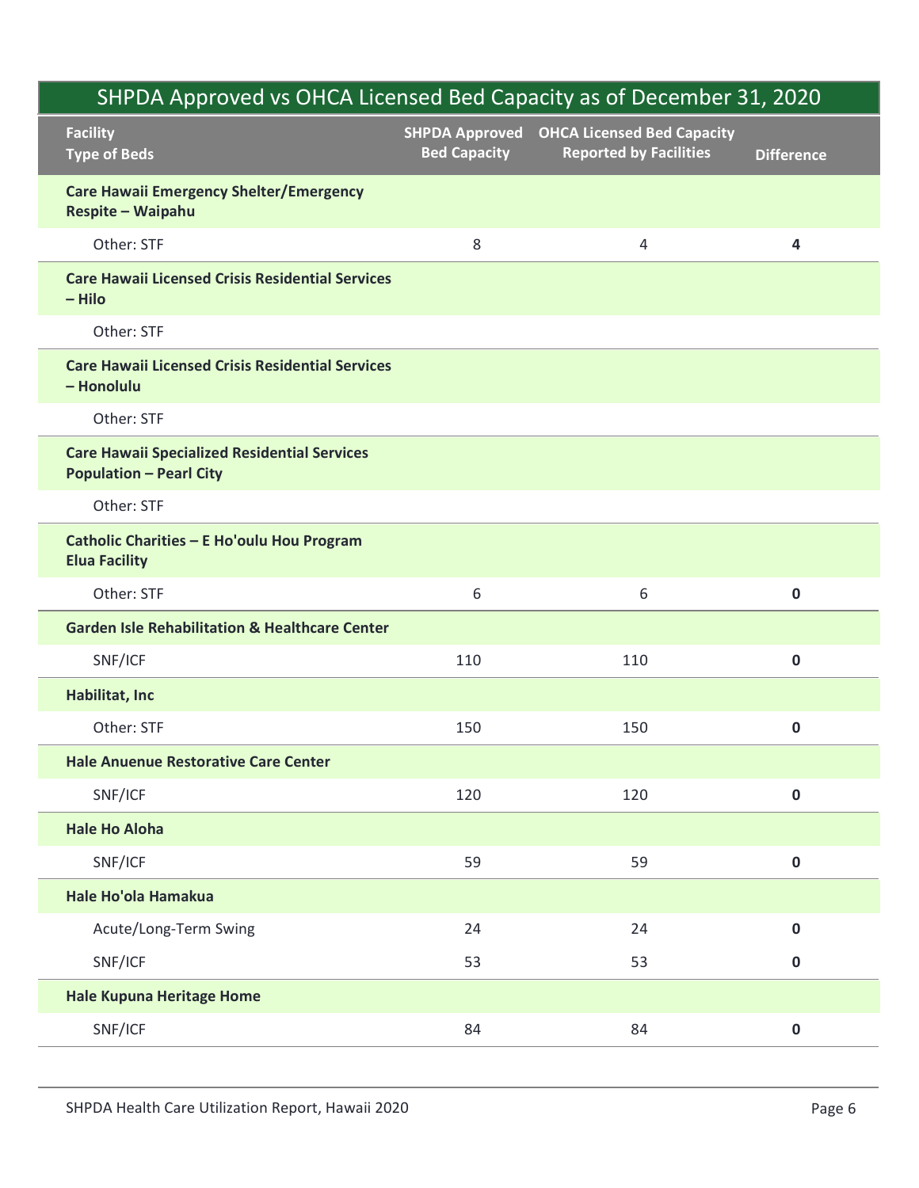## SHPDA Approved vs OHCA Licensed Bed Capacity as of December 31, 2020

| Facility<br>Type of Beds | SHPDA Approved Bed Capacity | OHCA Licensed Bed Capacity Reported by Facilities | Difference |
|---|---|---|---|
| **Care Hawaii Emergency Shelter/Emergency Respite – Waipahu** | | | |
| Other: STF | 8 | 4 | **4** |
| **Care Hawaii Licensed Crisis Residential Services – Hilo** | | | |
| Other: STF | | | |
| **Care Hawaii Licensed Crisis Residential Services – Honolulu** | | | |
| Other: STF | | | |
| **Care Hawaii Specialized Residential Services Population – Pearl City** | | | |
| Other: STF | | | |
| **Catholic Charities – E Ho'oulu Hou Program Elua Facility** | | | |
| Other: STF | 6 | 6 | **0** |
| **Garden Isle Rehabilitation & Healthcare Center** | | | |
| SNF/ICF | 110 | 110 | **0** |
| **Habilitat, Inc** | | | |
| Other: STF | 150 | 150 | **0** |
| **Hale Anuenue Restorative Care Center** | | | |
| SNF/ICF | 120 | 120 | **0** |
| **Hale Ho Aloha** | | | |
| SNF/ICF | 59 | 59 | **0** |
| **Hale Ho'ola Hamakua** | | | |
| Acute/Long-Term Swing | 24 | 24 | **0** |
| SNF/ICF | 53 | 53 | **0** |
| **Hale Kupuna Heritage Home** | | | |
| SNF/ICF | 84 | 84 | **0** |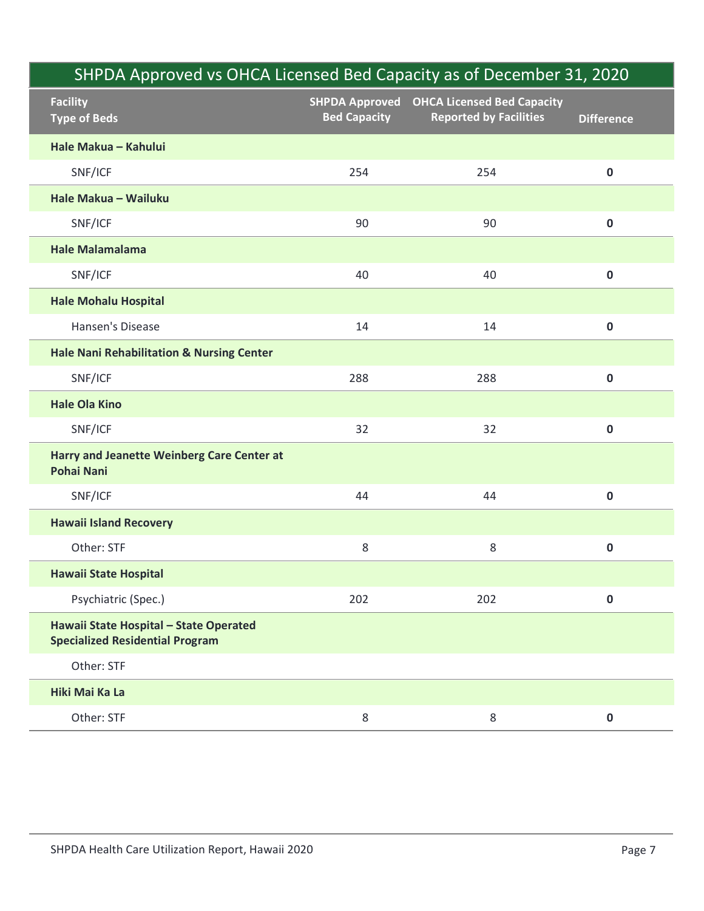## SHPDA Approved vs OHCA Licensed Bed Capacity as of December 31, 2020

| Facility<br>Type of Beds | SHPDA Approved Bed Capacity | OHCA Licensed Bed Capacity Reported by Facilities | Difference |
|---|---|---|---|
| **Hale Makua – Kahului** | | | |
| SNF/ICF | 254 | 254 | **0** |
| **Hale Makua – Wailuku** | | | |
| SNF/ICF | 90 | 90 | **0** |
| **Hale Malamalama** | | | |
| SNF/ICF | 40 | 40 | **0** |
| **Hale Mohalu Hospital** | | | |
| Hansen's Disease | 14 | 14 | **0** |
| **Hale Nani Rehabilitation & Nursing Center** | | | |
| SNF/ICF | 288 | 288 | **0** |
| **Hale Ola Kino** | | | |
| SNF/ICF | 32 | 32 | **0** |
| **Harry and Jeanette Weinberg Care Center at Pohai Nani** | | | |
| SNF/ICF | 44 | 44 | **0** |
| **Hawaii Island Recovery** | | | |
| Other: STF | 8 | 8 | **0** |
| **Hawaii State Hospital** | | | |
| Psychiatric (Spec.) | 202 | 202 | **0** |
| **Hawaii State Hospital – State Operated Specialized Residential Program** | | | |
| Other: STF | | | |
| **Hiki Mai Ka La** | | | |
| Other: STF | 8 | 8 | **0** |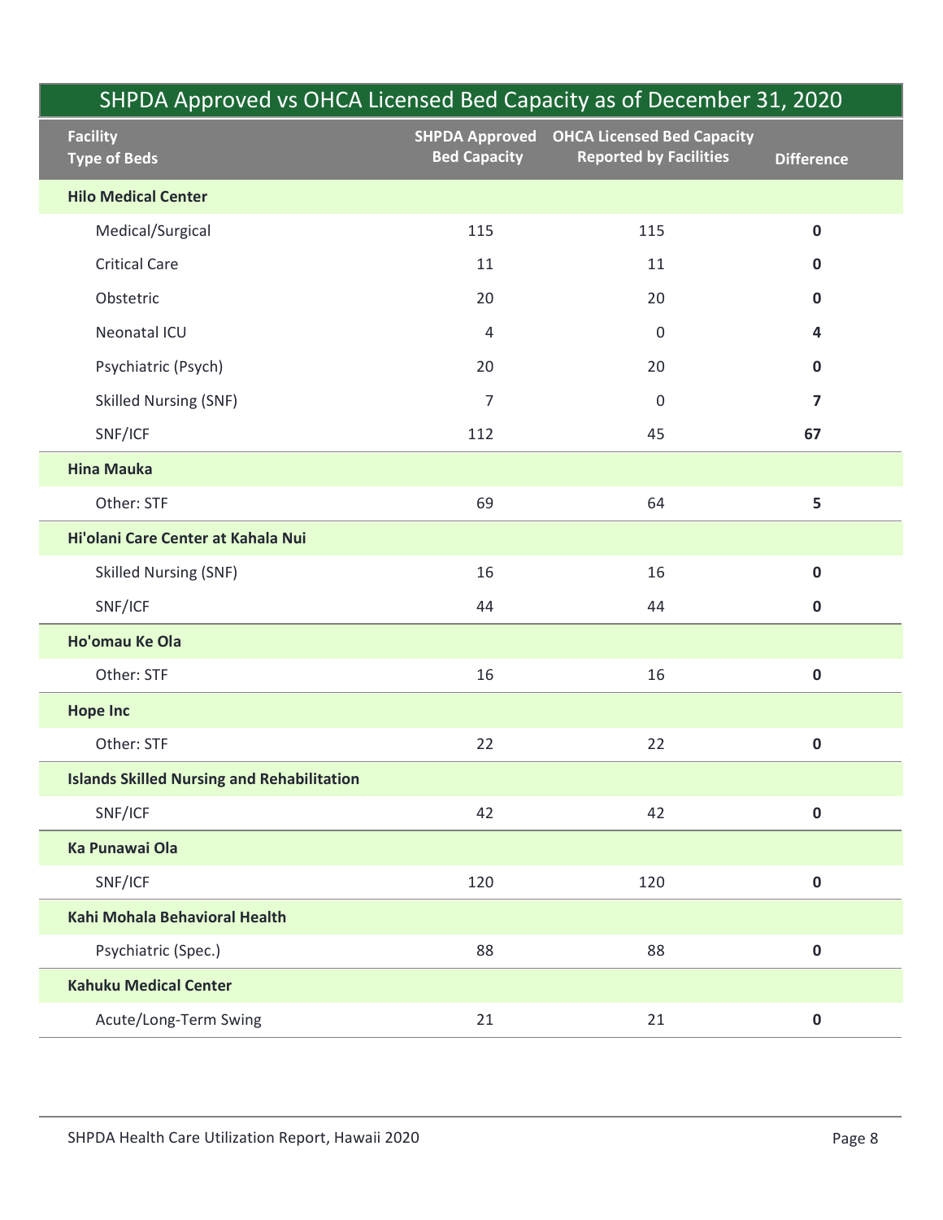## SHPDA Approved vs OHCA Licensed Bed Capacity as of December 31, 2020

| Facility<br>Type of Beds | SHPDA Approved Bed Capacity | OHCA Licensed Bed Capacity Reported by Facilities | Difference |
|---|---|---|---|
| **Hilo Medical Center** | | | |
| Medical/Surgical | 115 | 115 | **0** |
| Critical Care | 11 | 11 | **0** |
| Obstetric | 20 | 20 | **0** |
| Neonatal ICU | 4 | 0 | **4** |
| Psychiatric (Psych) | 20 | 20 | **0** |
| Skilled Nursing (SNF) | 7 | 0 | **7** |
| SNF/ICF | 112 | 45 | **67** |
| **Hina Mauka** | | | |
| Other: STF | 69 | 64 | **5** |
| **Hi'olani Care Center at Kahala Nui** | | | |
| Skilled Nursing (SNF) | 16 | 16 | **0** |
| SNF/ICF | 44 | 44 | **0** |
| **Ho'omau Ke Ola** | | | |
| Other: STF | 16 | 16 | **0** |
| **Hope Inc** | | | |
| Other: STF | 22 | 22 | **0** |
| **Islands Skilled Nursing and Rehabilitation** | | | |
| SNF/ICF | 42 | 42 | **0** |
| **Ka Punawai Ola** | | | |
| SNF/ICF | 120 | 120 | **0** |
| **Kahi Mohala Behavioral Health** | | | |
| Psychiatric (Spec.) | 88 | 88 | **0** |
| **Kahuku Medical Center** | | | |
| Acute/Long-Term Swing | 21 | 21 | **0** |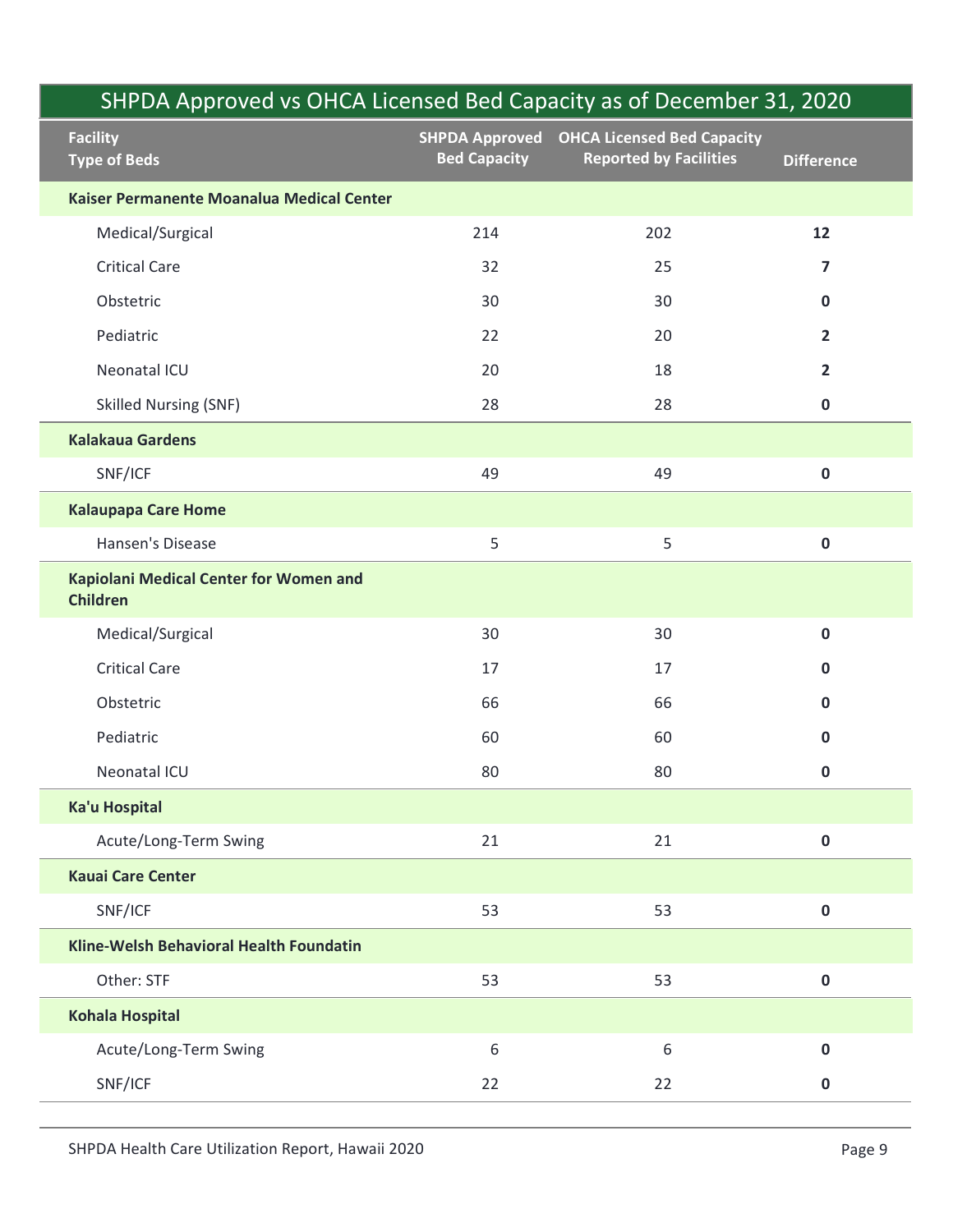## SHPDA Approved vs OHCA Licensed Bed Capacity as of December 31, 2020

| Facility<br>Type of Beds | SHPDA Approved Bed Capacity | OHCA Licensed Bed Capacity Reported by Facilities | Difference |
|---|---|---|---|
| **Kaiser Permanente Moanalua Medical Center** | | | |
| Medical/Surgical | 214 | 202 | **12** |
| Critical Care | 32 | 25 | **7** |
| Obstetric | 30 | 30 | **0** |
| Pediatric | 22 | 20 | **2** |
| Neonatal ICU | 20 | 18 | **2** |
| Skilled Nursing (SNF) | 28 | 28 | **0** |
| **Kalakaua Gardens** | | | |
| SNF/ICF | 49 | 49 | **0** |
| **Kalaupapa Care Home** | | | |
| Hansen's Disease | 5 | 5 | **0** |
| **Kapiolani Medical Center for Women and Children** | | | |
| Medical/Surgical | 30 | 30 | **0** |
| Critical Care | 17 | 17 | **0** |
| Obstetric | 66 | 66 | **0** |
| Pediatric | 60 | 60 | **0** |
| Neonatal ICU | 80 | 80 | **0** |
| **Ka'u Hospital** | | | |
| Acute/Long-Term Swing | 21 | 21 | **0** |
| **Kauai Care Center** | | | |
| SNF/ICF | 53 | 53 | **0** |
| **Kline-Welsh Behavioral Health Foundatin** | | | |
| Other: STF | 53 | 53 | **0** |
| **Kohala Hospital** | | | |
| Acute/Long-Term Swing | 6 | 6 | **0** |
| SNF/ICF | 22 | 22 | **0** |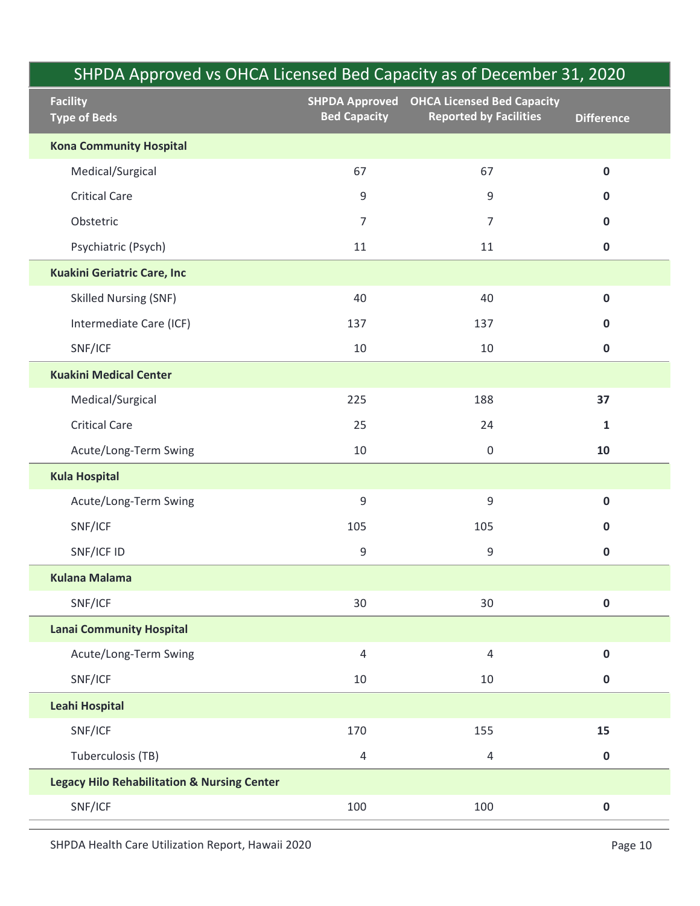## SHPDA Approved vs OHCA Licensed Bed Capacity as of December 31, 2020

| Facility<br>Type of Beds | SHPDA Approved Bed Capacity | OHCA Licensed Bed Capacity Reported by Facilities | Difference |
|---|---|---|---|
| **Kona Community Hospital** | | | |
| Medical/Surgical | 67 | 67 | **0** |
| Critical Care | 9 | 9 | **0** |
| Obstetric | 7 | 7 | **0** |
| Psychiatric (Psych) | 11 | 11 | **0** |
| **Kuakini Geriatric Care, Inc** | | | |
| Skilled Nursing (SNF) | 40 | 40 | **0** |
| Intermediate Care (ICF) | 137 | 137 | **0** |
| SNF/ICF | 10 | 10 | **0** |
| **Kuakini Medical Center** | | | |
| Medical/Surgical | 225 | 188 | **37** |
| Critical Care | 25 | 24 | **1** |
| Acute/Long-Term Swing | 10 | 0 | **10** |
| **Kula Hospital** | | | |
| Acute/Long-Term Swing | 9 | 9 | **0** |
| SNF/ICF | 105 | 105 | **0** |
| SNF/ICF ID | 9 | 9 | **0** |
| **Kulana Malama** | | | |
| SNF/ICF | 30 | 30 | **0** |
| **Lanai Community Hospital** | | | |
| Acute/Long-Term Swing | 4 | 4 | **0** |
| SNF/ICF | 10 | 10 | **0** |
| **Leahi Hospital** | | | |
| SNF/ICF | 170 | 155 | **15** |
| Tuberculosis (TB) | 4 | 4 | **0** |
| **Legacy Hilo Rehabilitation & Nursing Center** | | | |
| SNF/ICF | 100 | 100 | **0** |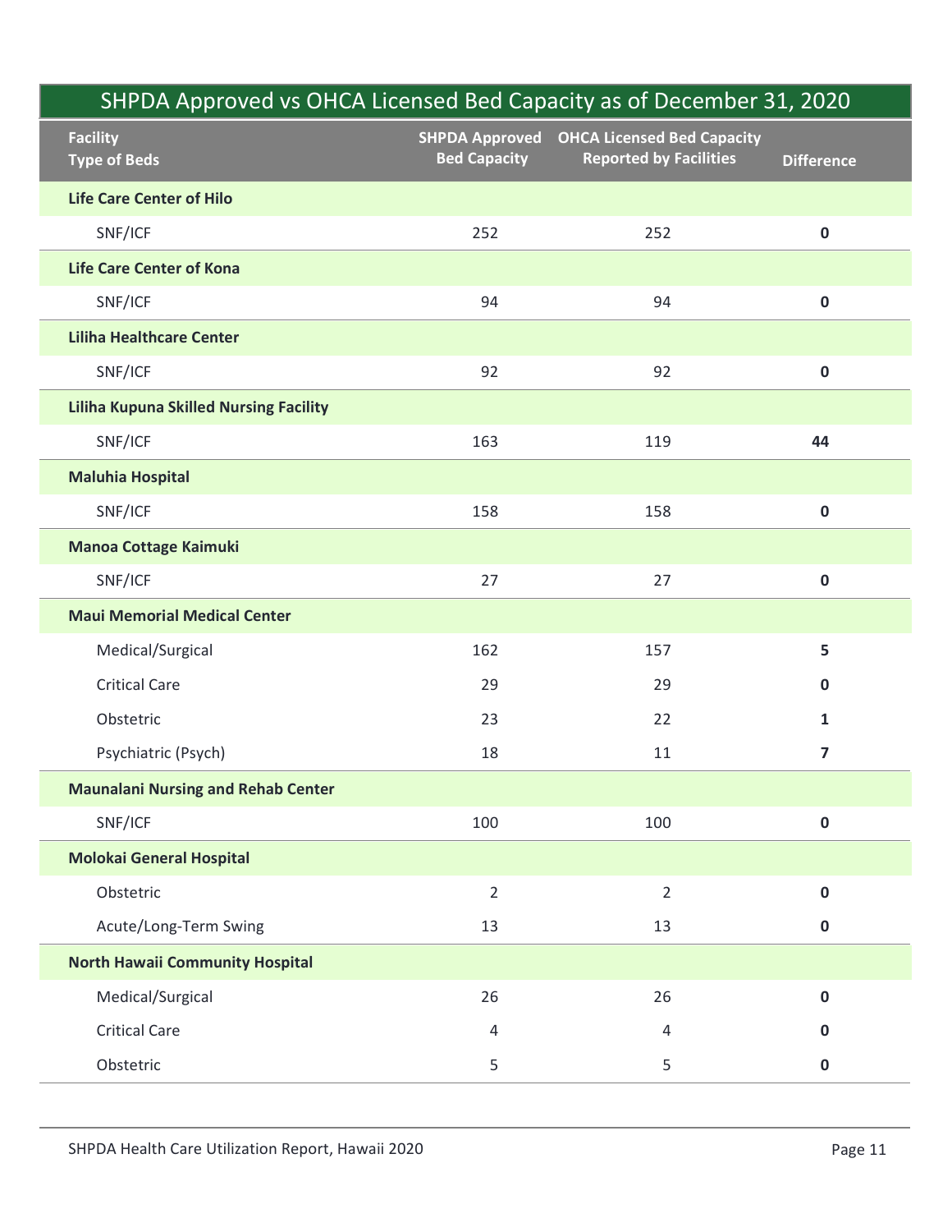## SHPDA Approved vs OHCA Licensed Bed Capacity as of December 31, 2020

| Facility<br>Type of Beds | SHPDA Approved Bed Capacity | OHCA Licensed Bed Capacity Reported by Facilities | Difference |
|---|---|---|---|
| **Life Care Center of Hilo** | | | |
| SNF/ICF | 252 | 252 | **0** |
| **Life Care Center of Kona** | | | |
| SNF/ICF | 94 | 94 | **0** |
| **Liliha Healthcare Center** | | | |
| SNF/ICF | 92 | 92 | **0** |
| **Liliha Kupuna Skilled Nursing Facility** | | | |
| SNF/ICF | 163 | 119 | **44** |
| **Maluhia Hospital** | | | |
| SNF/ICF | 158 | 158 | **0** |
| **Manoa Cottage Kaimuki** | | | |
| SNF/ICF | 27 | 27 | **0** |
| **Maui Memorial Medical Center** | | | |
| Medical/Surgical | 162 | 157 | **5** |
| Critical Care | 29 | 29 | **0** |
| Obstetric | 23 | 22 | **1** |
| Psychiatric (Psych) | 18 | 11 | **7** |
| **Maunalani Nursing and Rehab Center** | | | |
| SNF/ICF | 100 | 100 | **0** |
| **Molokai General Hospital** | | | |
| Obstetric | 2 | 2 | **0** |
| Acute/Long-Term Swing | 13 | 13 | **0** |
| **North Hawaii Community Hospital** | | | |
| Medical/Surgical | 26 | 26 | **0** |
| Critical Care | 4 | 4 | **0** |
| Obstetric | 5 | 5 | **0** |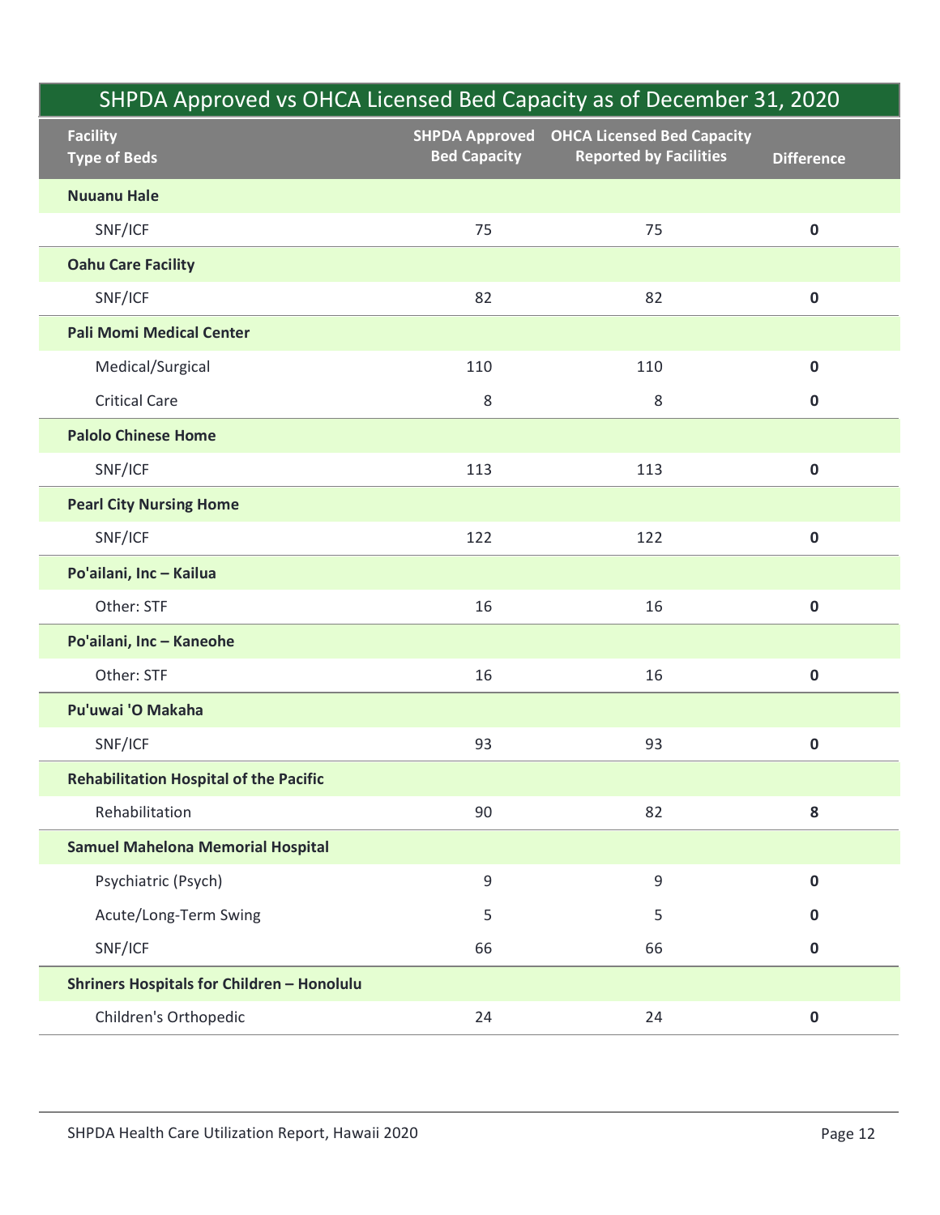## SHPDA Approved vs OHCA Licensed Bed Capacity as of December 31, 2020

| Facility<br>Type of Beds | SHPDA Approved Bed Capacity | OHCA Licensed Bed Capacity Reported by Facilities | Difference |
|---|---|---|---|
| **Nuuanu Hale** | | | |
| SNF/ICF | 75 | 75 | **0** |
| **Oahu Care Facility** | | | |
| SNF/ICF | 82 | 82 | **0** |
| **Pali Momi Medical Center** | | | |
| Medical/Surgical | 110 | 110 | **0** |
| Critical Care | 8 | 8 | **0** |
| **Palolo Chinese Home** | | | |
| SNF/ICF | 113 | 113 | **0** |
| **Pearl City Nursing Home** | | | |
| SNF/ICF | 122 | 122 | **0** |
| **Po'ailani, Inc – Kailua** | | | |
| Other: STF | 16 | 16 | **0** |
| **Po'ailani, Inc – Kaneohe** | | | |
| Other: STF | 16 | 16 | **0** |
| **Pu'uwai 'O Makaha** | | | |
| SNF/ICF | 93 | 93 | **0** |
| **Rehabilitation Hospital of the Pacific** | | | |
| Rehabilitation | 90 | 82 | **8** |
| **Samuel Mahelona Memorial Hospital** | | | |
| Psychiatric (Psych) | 9 | 9 | **0** |
| Acute/Long-Term Swing | 5 | 5 | **0** |
| SNF/ICF | 66 | 66 | **0** |
| **Shriners Hospitals for Children – Honolulu** | | | |
| Children's Orthopedic | 24 | 24 | **0** |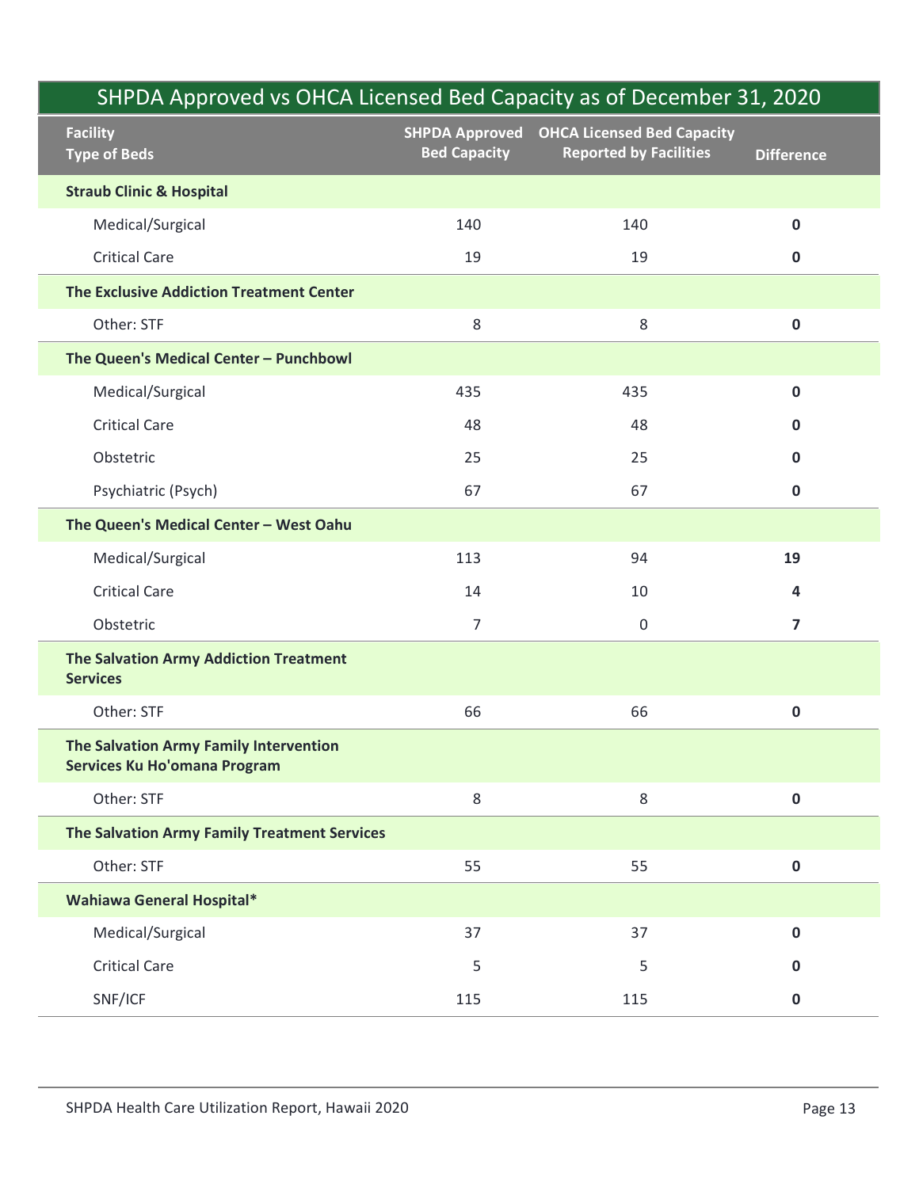## SHPDA Approved vs OHCA Licensed Bed Capacity as of December 31, 2020

| Facility<br>Type of Beds | SHPDA Approved Bed Capacity | OHCA Licensed Bed Capacity Reported by Facilities | Difference |
|---|---|---|---|
| **Straub Clinic & Hospital** | | | |
| Medical/Surgical | 140 | 140 | **0** |
| Critical Care | 19 | 19 | **0** |
| **The Exclusive Addiction Treatment Center** | | | |
| Other: STF | 8 | 8 | **0** |
| **The Queen's Medical Center – Punchbowl** | | | |
| Medical/Surgical | 435 | 435 | **0** |
| Critical Care | 48 | 48 | **0** |
| Obstetric | 25 | 25 | **0** |
| Psychiatric (Psych) | 67 | 67 | **0** |
| **The Queen's Medical Center – West Oahu** | | | |
| Medical/Surgical | 113 | 94 | **19** |
| Critical Care | 14 | 10 | **4** |
| Obstetric | 7 | 0 | **7** |
| **The Salvation Army Addiction Treatment Services** | | | |
| Other: STF | 66 | 66 | **0** |
| **The Salvation Army Family Intervention Services Ku Ho'omana Program** | | | |
| Other: STF | 8 | 8 | **0** |
| **The Salvation Army Family Treatment Services** | | | |
| Other: STF | 55 | 55 | **0** |
| **Wahiawa General Hospital*** | | | |
| Medical/Surgical | 37 | 37 | **0** |
| Critical Care | 5 | 5 | **0** |
| SNF/ICF | 115 | 115 | **0** |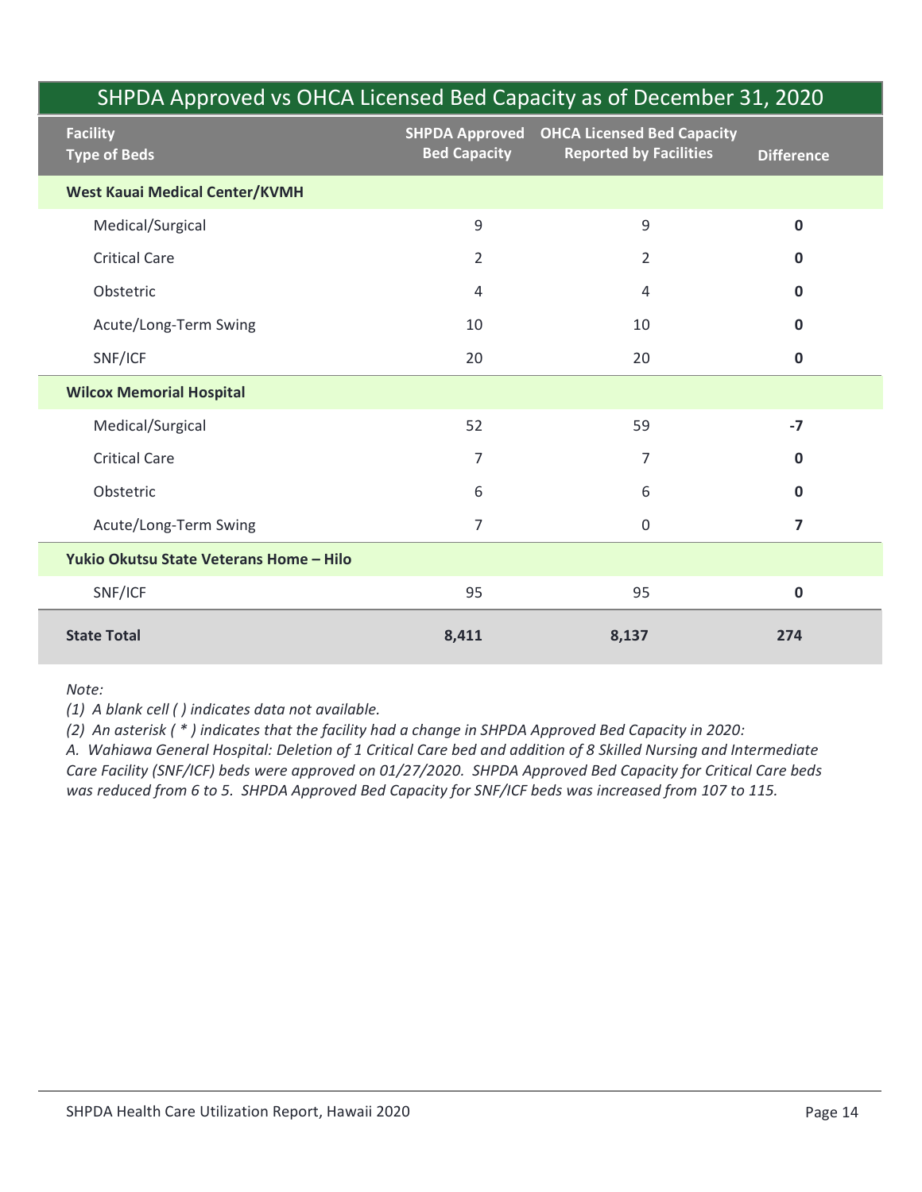## SHPDA Approved vs OHCA Licensed Bed Capacity as of December 31, 2020

| Facility<br>Type of Beds | SHPDA Approved Bed Capacity | OHCA Licensed Bed Capacity Reported by Facilities | Difference |
|---|---|---|---|
| **West Kauai Medical Center/KVMH** | | | |
| Medical/Surgical | 9 | 9 | **0** |
| Critical Care | 2 | 2 | **0** |
| Obstetric | 4 | 4 | **0** |
| Acute/Long-Term Swing | 10 | 10 | **0** |
| SNF/ICF | 20 | 20 | **0** |
| **Wilcox Memorial Hospital** | | | |
| Medical/Surgical | 52 | 59 | **-7** |
| Critical Care | 7 | 7 | **0** |
| Obstetric | 6 | 6 | **0** |
| Acute/Long-Term Swing | 7 | 0 | **7** |
| **Yukio Okutsu State Veterans Home – Hilo** | | | |
| SNF/ICF | 95 | 95 | **0** |
| **State Total** | **8,411** | **8,137** | **274** |

*Note:*

*(1) A blank cell ( ) indicates data not available.*

*(2) An asterisk ( * ) indicates that the facility had a change in SHPDA Approved Bed Capacity in 2020:*

*A. Wahiawa General Hospital: Deletion of 1 Critical Care bed and addition of 8 Skilled Nursing and Intermediate Care Facility (SNF/ICF) beds were approved on 01/27/2020. SHPDA Approved Bed Capacity for Critical Care beds was reduced from 6 to 5. SHPDA Approved Bed Capacity for SNF/ICF beds was increased from 107 to 115.*